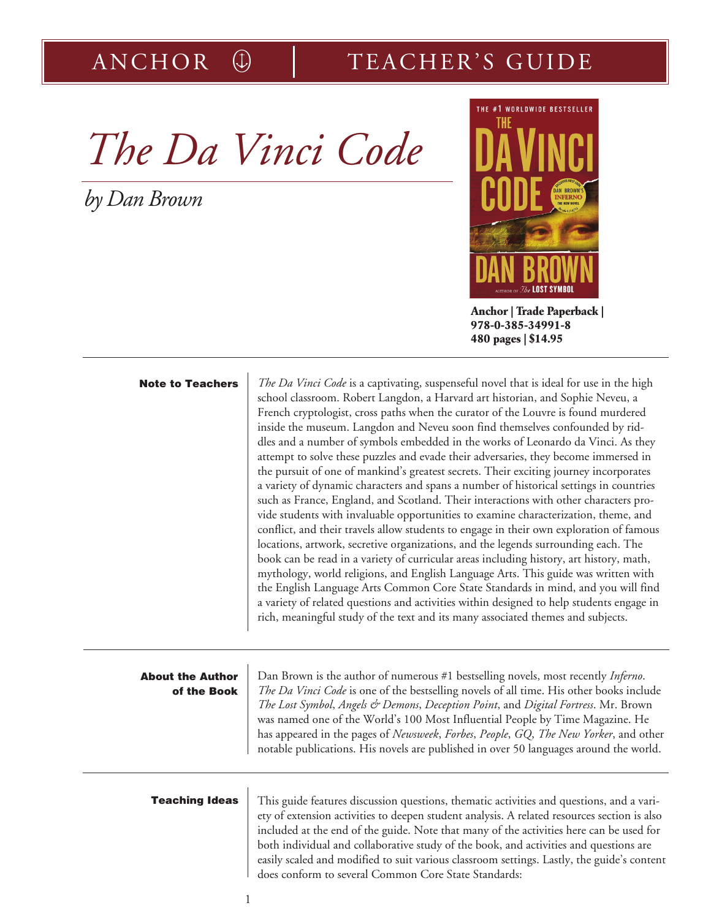ANCHOR | TEACHER'S GUIDE

# *The Da Vinci Code*

## *by Dan Brown*

**Anchor | Trade Paperback | 978-0-385-34991-8**
**480 pages | $14.95**

### Note to Teachers

*The Da Vinci Code* is a captivating, suspenseful novel that is ideal for use in the high school classroom. Robert Langdon, a Harvard art historian, and Sophie Neveu, a French cryptologist, cross paths when the curator of the Louvre is found murdered inside the museum. Langdon and Neveu soon find themselves confounded by riddles and a number of symbols embedded in the works of Leonardo da Vinci. As they attempt to solve these puzzles and evade their adversaries, they become immersed in the pursuit of one of mankind's greatest secrets. Their exciting journey incorporates a variety of dynamic characters and spans a number of historical settings in countries such as France, England, and Scotland. Their interactions with other characters provide students with invaluable opportunities to examine characterization, theme, and conflict, and their travels allow students to engage in their own exploration of famous locations, artwork, secretive organizations, and the legends surrounding each. The book can be read in a variety of curricular areas including history, art history, math, mythology, world religions, and English Language Arts. This guide was written with the English Language Arts Common Core State Standards in mind, and you will find a variety of related questions and activities within designed to help students engage in rich, meaningful study of the text and its many associated themes and subjects.

### About the Author of the Book

Dan Brown is the author of numerous #1 bestselling novels, most recently *Inferno*. *The Da Vinci Code* is one of the bestselling novels of all time. His other books include *The Lost Symbol*, *Angels & Demons*, *Deception Point*, and *Digital Fortress*. Mr. Brown was named one of the World's 100 Most Influential People by Time Magazine. He has appeared in the pages of *Newsweek*, *Forbes*, *People*, *GQ*, *The New Yorker*, and other notable publications. His novels are published in over 50 languages around the world.

### Teaching Ideas

This guide features discussion questions, thematic activities and questions, and a variety of extension activities to deepen student analysis. A related resources section is also included at the end of the guide. Note that many of the activities here can be used for both individual and collaborative study of the book, and activities and questions are easily scaled and modified to suit various classroom settings. Lastly, the guide's content does conform to several Common Core State Standards: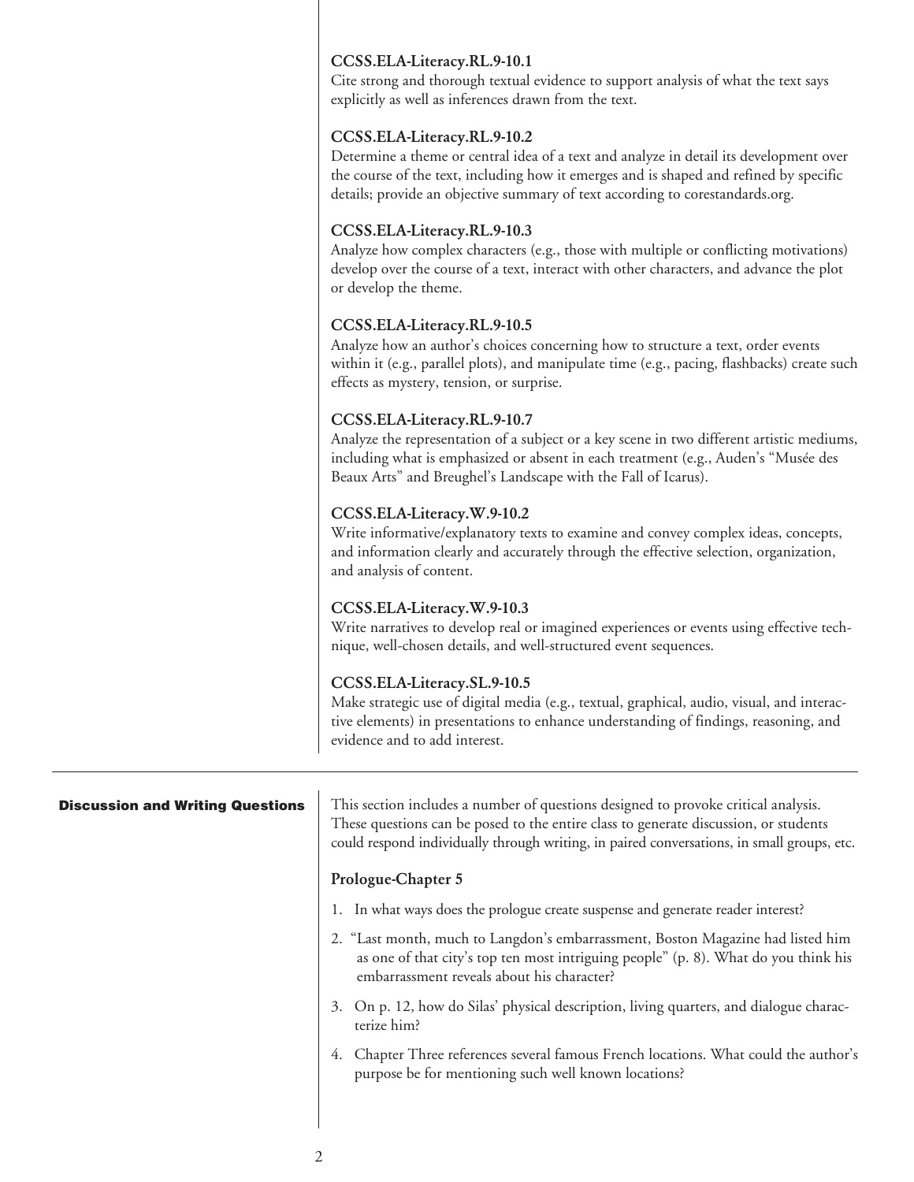**CCSS.ELA-Literacy.RL.9-10.1**
Cite strong and thorough textual evidence to support analysis of what the text says explicitly as well as inferences drawn from the text.

**CCSS.ELA-Literacy.RL.9-10.2**
Determine a theme or central idea of a text and analyze in detail its development over the course of the text, including how it emerges and is shaped and refined by specific details; provide an objective summary of text according to corestandards.org.

**CCSS.ELA-Literacy.RL.9-10.3**
Analyze how complex characters (e.g., those with multiple or conflicting motivations) develop over the course of a text, interact with other characters, and advance the plot or develop the theme.

**CCSS.ELA-Literacy.RL.9-10.5**
Analyze how an author's choices concerning how to structure a text, order events within it (e.g., parallel plots), and manipulate time (e.g., pacing, flashbacks) create such effects as mystery, tension, or surprise.

**CCSS.ELA-Literacy.RL.9-10.7**
Analyze the representation of a subject or a key scene in two different artistic mediums, including what is emphasized or absent in each treatment (e.g., Auden's "Musée des Beaux Arts" and Breughel's Landscape with the Fall of Icarus).

**CCSS.ELA-Literacy.W.9-10.2**
Write informative/explanatory texts to examine and convey complex ideas, concepts, and information clearly and accurately through the effective selection, organization, and analysis of content.

**CCSS.ELA-Literacy.W.9-10.3**
Write narratives to develop real or imagined experiences or events using effective technique, well-chosen details, and well-structured event sequences.

**CCSS.ELA-Literacy.SL.9-10.5**
Make strategic use of digital media (e.g., textual, graphical, audio, visual, and interactive elements) in presentations to enhance understanding of findings, reasoning, and evidence and to add interest.

## Discussion and Writing Questions

This section includes a number of questions designed to provoke critical analysis. These questions can be posed to the entire class to generate discussion, or students could respond individually through writing, in paired conversations, in small groups, etc.

### Prologue-Chapter 5

1. In what ways does the prologue create suspense and generate reader interest?
2. "Last month, much to Langdon's embarrassment, Boston Magazine had listed him as one of that city's top ten most intriguing people" (p. 8). What do you think his embarrassment reveals about his character?
3. On p. 12, how do Silas' physical description, living quarters, and dialogue characterize him?
4. Chapter Three references several famous French locations. What could the author's purpose be for mentioning such well known locations?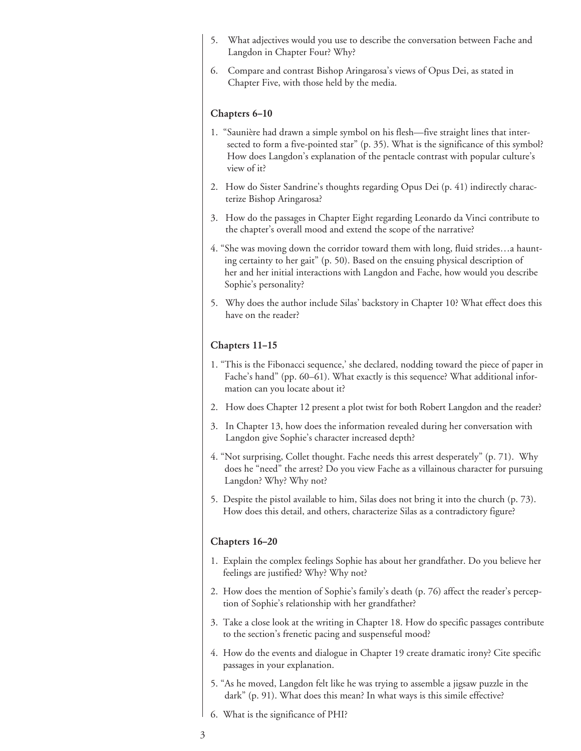5. What adjectives would you use to describe the conversation between Fache and Langdon in Chapter Four? Why?
6. Compare and contrast Bishop Aringarosa's views of Opus Dei, as stated in Chapter Five, with those held by the media.

### Chapters 6–10

1. "Saunière had drawn a simple symbol on his flesh—five straight lines that intersected to form a five-pointed star" (p. 35). What is the significance of this symbol? How does Langdon's explanation of the pentacle contrast with popular culture's view of it?
2. How do Sister Sandrine's thoughts regarding Opus Dei (p. 41) indirectly characterize Bishop Aringarosa?
3. How do the passages in Chapter Eight regarding Leonardo da Vinci contribute to the chapter's overall mood and extend the scope of the narrative?
4. "She was moving down the corridor toward them with long, fluid strides…a haunting certainty to her gait" (p. 50). Based on the ensuing physical description of her and her initial interactions with Langdon and Fache, how would you describe Sophie's personality?
5. Why does the author include Silas' backstory in Chapter 10? What effect does this have on the reader?

### Chapters 11–15

1. "This is the Fibonacci sequence,' she declared, nodding toward the piece of paper in Fache's hand" (pp. 60–61). What exactly is this sequence? What additional information can you locate about it?
2. How does Chapter 12 present a plot twist for both Robert Langdon and the reader?
3. In Chapter 13, how does the information revealed during her conversation with Langdon give Sophie's character increased depth?
4. "Not surprising, Collet thought. Fache needs this arrest desperately" (p. 71). Why does he "need" the arrest? Do you view Fache as a villainous character for pursuing Langdon? Why? Why not?
5. Despite the pistol available to him, Silas does not bring it into the church (p. 73). How does this detail, and others, characterize Silas as a contradictory figure?

### Chapters 16–20

1. Explain the complex feelings Sophie has about her grandfather. Do you believe her feelings are justified? Why? Why not?
2. How does the mention of Sophie's family's death (p. 76) affect the reader's perception of Sophie's relationship with her grandfather?
3. Take a close look at the writing in Chapter 18. How do specific passages contribute to the section's frenetic pacing and suspenseful mood?
4. How do the events and dialogue in Chapter 19 create dramatic irony? Cite specific passages in your explanation.
5. "As he moved, Langdon felt like he was trying to assemble a jigsaw puzzle in the dark" (p. 91). What does this mean? In what ways is this simile effective?
6. What is the significance of PHI?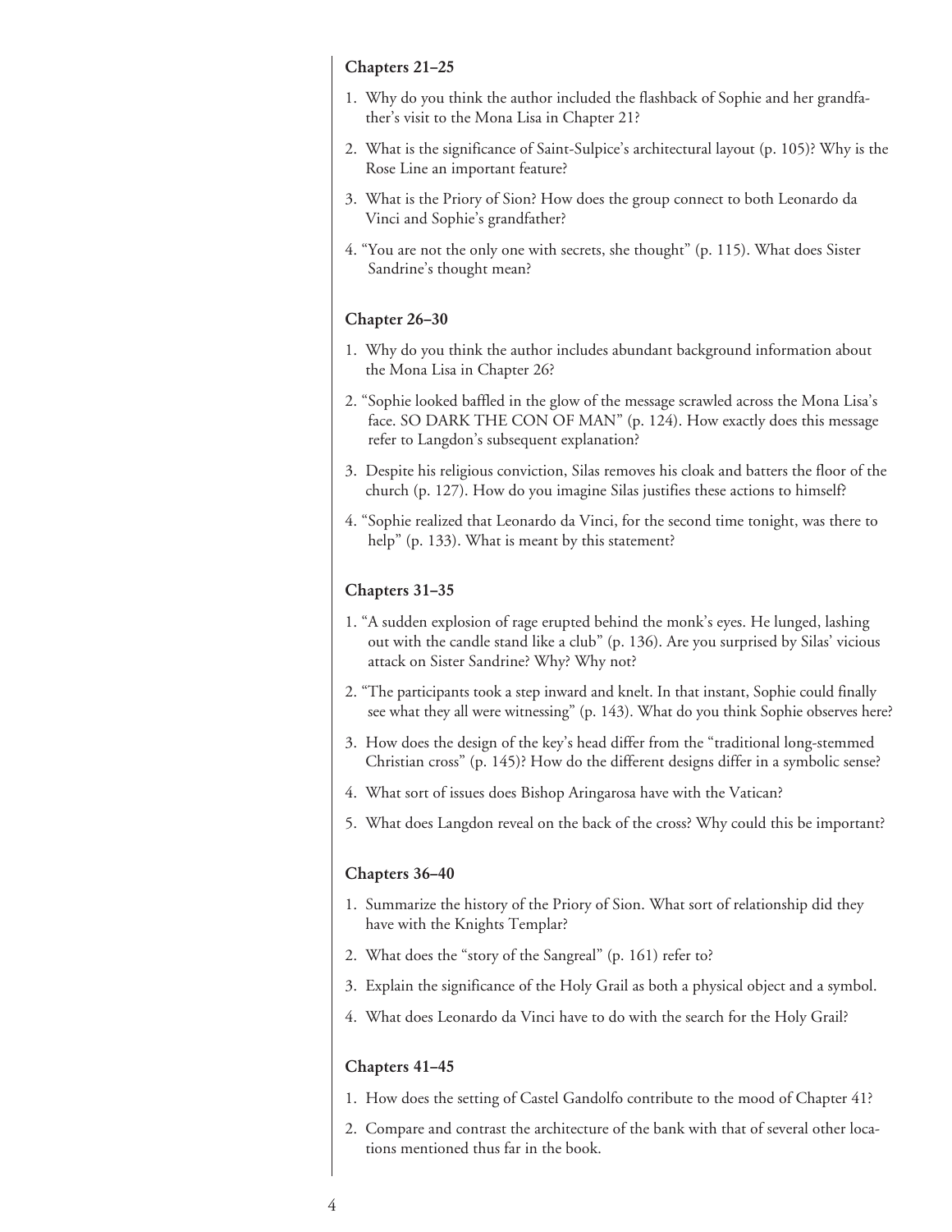### Chapters 21–25

1. Why do you think the author included the flashback of Sophie and her grandfather's visit to the Mona Lisa in Chapter 21?
2. What is the significance of Saint-Sulpice's architectural layout (p. 105)? Why is the Rose Line an important feature?
3. What is the Priory of Sion? How does the group connect to both Leonardo da Vinci and Sophie's grandfather?
4. "You are not the only one with secrets, she thought" (p. 115). What does Sister Sandrine's thought mean?

### Chapter 26–30

1. Why do you think the author includes abundant background information about the Mona Lisa in Chapter 26?
2. "Sophie looked baffled in the glow of the message scrawled across the Mona Lisa's face. SO DARK THE CON OF MAN" (p. 124). How exactly does this message refer to Langdon's subsequent explanation?
3. Despite his religious conviction, Silas removes his cloak and batters the floor of the church (p. 127). How do you imagine Silas justifies these actions to himself?
4. "Sophie realized that Leonardo da Vinci, for the second time tonight, was there to help" (p. 133). What is meant by this statement?

### Chapters 31–35

1. "A sudden explosion of rage erupted behind the monk's eyes. He lunged, lashing out with the candle stand like a club" (p. 136). Are you surprised by Silas' vicious attack on Sister Sandrine? Why? Why not?
2. "The participants took a step inward and knelt. In that instant, Sophie could finally see what they all were witnessing" (p. 143). What do you think Sophie observes here?
3. How does the design of the key's head differ from the "traditional long-stemmed Christian cross" (p. 145)? How do the different designs differ in a symbolic sense?
4. What sort of issues does Bishop Aringarosa have with the Vatican?
5. What does Langdon reveal on the back of the cross? Why could this be important?

### Chapters 36–40

1. Summarize the history of the Priory of Sion. What sort of relationship did they have with the Knights Templar?
2. What does the "story of the Sangreal" (p. 161) refer to?
3. Explain the significance of the Holy Grail as both a physical object and a symbol.
4. What does Leonardo da Vinci have to do with the search for the Holy Grail?

### Chapters 41–45

1. How does the setting of Castel Gandolfo contribute to the mood of Chapter 41?
2. Compare and contrast the architecture of the bank with that of several other locations mentioned thus far in the book.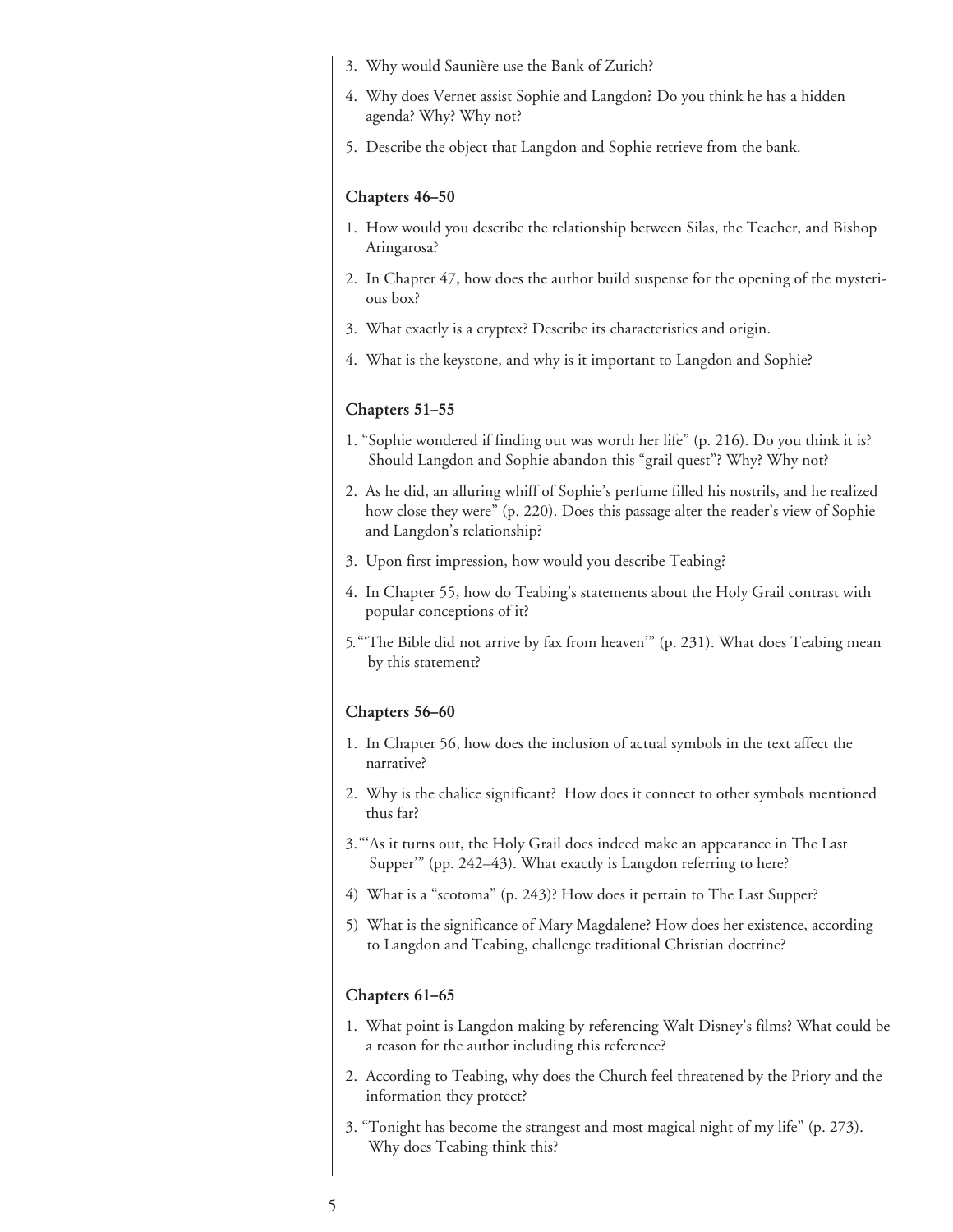3. Why would Saunière use the Bank of Zurich?
4. Why does Vernet assist Sophie and Langdon? Do you think he has a hidden agenda? Why? Why not?
5. Describe the object that Langdon and Sophie retrieve from the bank.

### Chapters 46–50

1. How would you describe the relationship between Silas, the Teacher, and Bishop Aringarosa?
2. In Chapter 47, how does the author build suspense for the opening of the mysterious box?
3. What exactly is a cryptex? Describe its characteristics and origin.
4. What is the keystone, and why is it important to Langdon and Sophie?

### Chapters 51–55

1. "Sophie wondered if finding out was worth her life" (p. 216). Do you think it is? Should Langdon and Sophie abandon this "grail quest"? Why? Why not?
2. As he did, an alluring whiff of Sophie's perfume filled his nostrils, and he realized how close they were" (p. 220). Does this passage alter the reader's view of Sophie and Langdon's relationship?
3. Upon first impression, how would you describe Teabing?
4. In Chapter 55, how do Teabing's statements about the Holy Grail contrast with popular conceptions of it?
5. "'The Bible did not arrive by fax from heaven'" (p. 231). What does Teabing mean by this statement?

### Chapters 56–60

1. In Chapter 56, how does the inclusion of actual symbols in the text affect the narrative?
2. Why is the chalice significant? How does it connect to other symbols mentioned thus far?
3. "'As it turns out, the Holy Grail does indeed make an appearance in The Last Supper'" (pp. 242–43). What exactly is Langdon referring to here?
4) What is a "scotoma" (p. 243)? How does it pertain to The Last Supper?
5) What is the significance of Mary Magdalene? How does her existence, according to Langdon and Teabing, challenge traditional Christian doctrine?

### Chapters 61–65

1. What point is Langdon making by referencing Walt Disney's films? What could be a reason for the author including this reference?
2. According to Teabing, why does the Church feel threatened by the Priory and the information they protect?
3. "Tonight has become the strangest and most magical night of my life" (p. 273). Why does Teabing think this?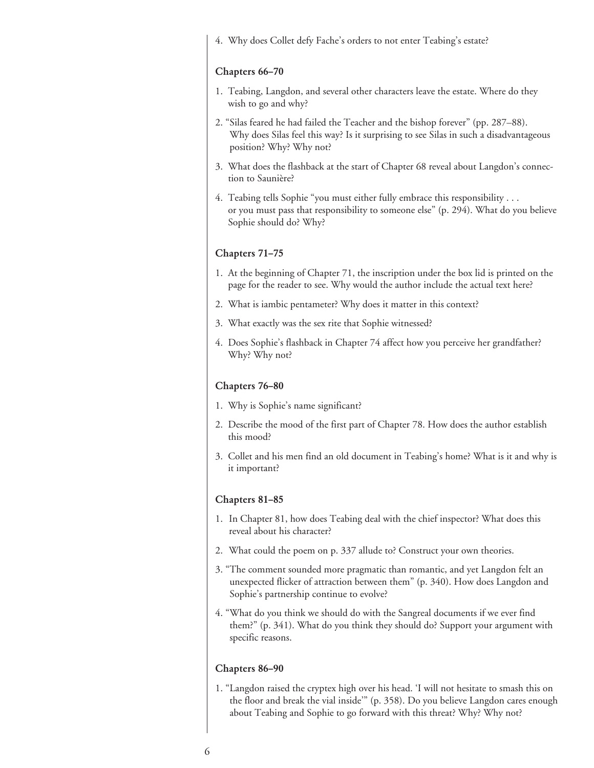4. Why does Collet defy Fache's orders to not enter Teabing's estate?

### Chapters 66–70

1. Teabing, Langdon, and several other characters leave the estate. Where do they wish to go and why?
2. "Silas feared he had failed the Teacher and the bishop forever" (pp. 287–88). Why does Silas feel this way? Is it surprising to see Silas in such a disadvantageous position? Why? Why not?
3. What does the flashback at the start of Chapter 68 reveal about Langdon's connection to Saunière?
4. Teabing tells Sophie "you must either fully embrace this responsibility . . . or you must pass that responsibility to someone else" (p. 294). What do you believe Sophie should do? Why?

### Chapters 71–75

1. At the beginning of Chapter 71, the inscription under the box lid is printed on the page for the reader to see. Why would the author include the actual text here?
2. What is iambic pentameter? Why does it matter in this context?
3. What exactly was the sex rite that Sophie witnessed?
4. Does Sophie's flashback in Chapter 74 affect how you perceive her grandfather? Why? Why not?

### Chapters 76–80

1. Why is Sophie's name significant?
2. Describe the mood of the first part of Chapter 78. How does the author establish this mood?
3. Collet and his men find an old document in Teabing's home? What is it and why is it important?

### Chapters 81–85

1. In Chapter 81, how does Teabing deal with the chief inspector? What does this reveal about his character?
2. What could the poem on p. 337 allude to? Construct your own theories.
3. "The comment sounded more pragmatic than romantic, and yet Langdon felt an unexpected flicker of attraction between them" (p. 340). How does Langdon and Sophie's partnership continue to evolve?
4. "What do you think we should do with the Sangreal documents if we ever find them?" (p. 341). What do you think they should do? Support your argument with specific reasons.

### Chapters 86–90

1. "Langdon raised the cryptex high over his head. 'I will not hesitate to smash this on the floor and break the vial inside'" (p. 358). Do you believe Langdon cares enough about Teabing and Sophie to go forward with this threat? Why? Why not?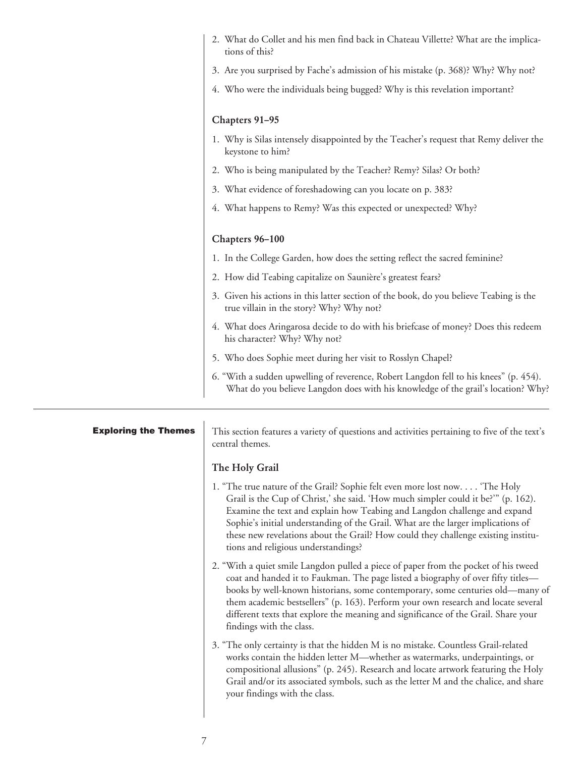2. What do Collet and his men find back in Chateau Villette? What are the implications of this?

3. Are you surprised by Fache's admission of his mistake (p. 368)? Why? Why not?

4. Who were the individuals being bugged? Why is this revelation important?

### Chapters 91–95

1. Why is Silas intensely disappointed by the Teacher's request that Remy deliver the keystone to him?

2. Who is being manipulated by the Teacher? Remy? Silas? Or both?

3. What evidence of foreshadowing can you locate on p. 383?

4. What happens to Remy? Was this expected or unexpected? Why?

### Chapters 96–100

1. In the College Garden, how does the setting reflect the sacred feminine?

2. How did Teabing capitalize on Saunière's greatest fears?

3. Given his actions in this latter section of the book, do you believe Teabing is the true villain in the story? Why? Why not?

4. What does Aringarosa decide to do with his briefcase of money? Does this redeem his character? Why? Why not?

5. Who does Sophie meet during her visit to Rosslyn Chapel?

6. "With a sudden upwelling of reverence, Robert Langdon fell to his knees" (p. 454). What do you believe Langdon does with his knowledge of the grail's location? Why?

---

## Exploring the Themes

This section features a variety of questions and activities pertaining to five of the text's central themes.

### The Holy Grail

1. "The true nature of the Grail? Sophie felt even more lost now. . . . 'The Holy Grail is the Cup of Christ,' she said. 'How much simpler could it be?'" (p. 162). Examine the text and explain how Teabing and Langdon challenge and expand Sophie's initial understanding of the Grail. What are the larger implications of these new revelations about the Grail? How could they challenge existing institutions and religious understandings?

2. "With a quiet smile Langdon pulled a piece of paper from the pocket of his tweed coat and handed it to Faukman. The page listed a biography of over fifty titles—books by well-known historians, some contemporary, some centuries old—many of them academic bestsellers" (p. 163). Perform your own research and locate several different texts that explore the meaning and significance of the Grail. Share your findings with the class.

3. "The only certainty is that the hidden M is no mistake. Countless Grail-related works contain the hidden letter M—whether as watermarks, underpaintings, or compositional allusions" (p. 245). Research and locate artwork featuring the Holy Grail and/or its associated symbols, such as the letter M and the chalice, and share your findings with the class.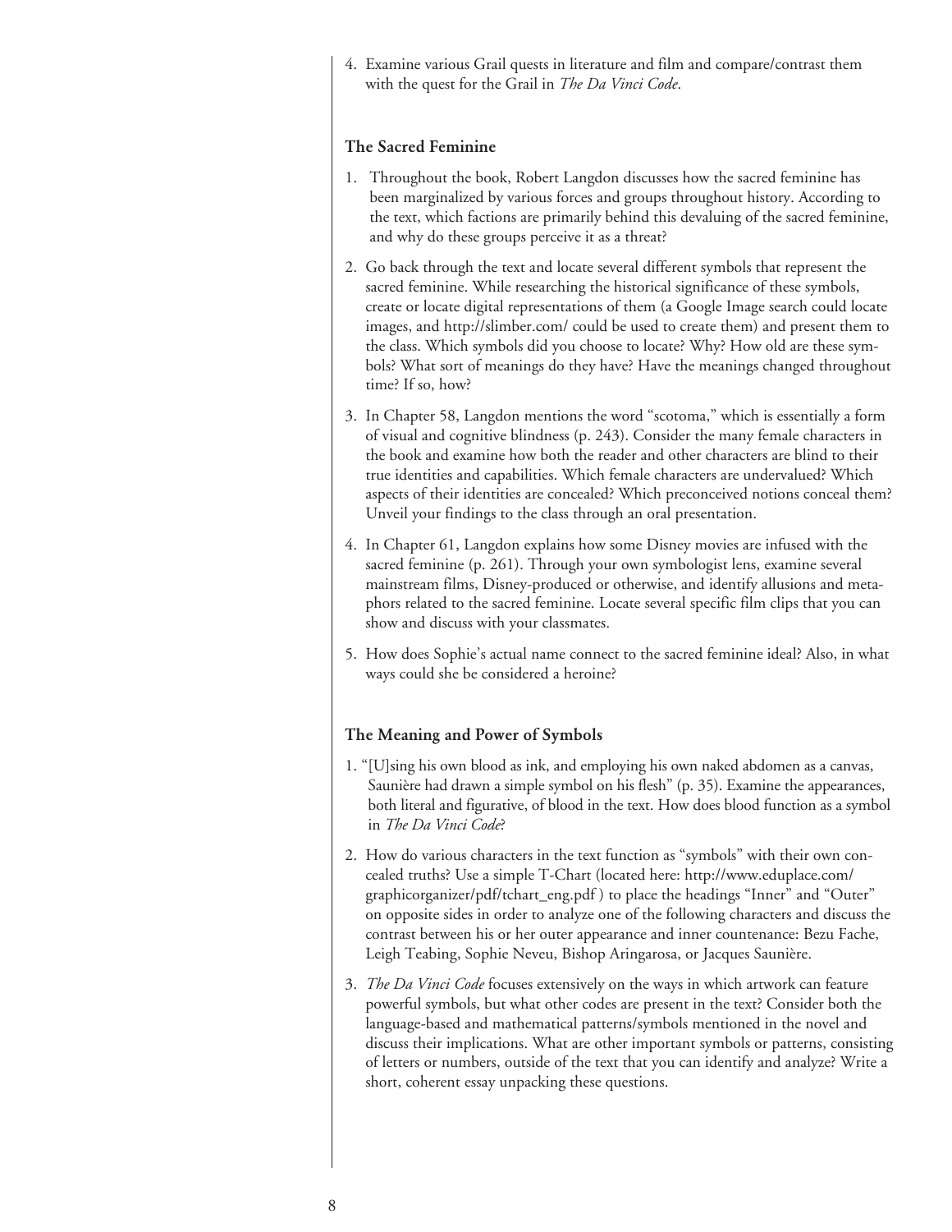4. Examine various Grail quests in literature and film and compare/contrast them with the quest for the Grail in *The Da Vinci Code*.

### The Sacred Feminine

1. Throughout the book, Robert Langdon discusses how the sacred feminine has been marginalized by various forces and groups throughout history. According to the text, which factions are primarily behind this devaluing of the sacred feminine, and why do these groups perceive it as a threat?

2. Go back through the text and locate several different symbols that represent the sacred feminine. While researching the historical significance of these symbols, create or locate digital representations of them (a Google Image search could locate images, and http://slimber.com/ could be used to create them) and present them to the class. Which symbols did you choose to locate? Why? How old are these symbols? What sort of meanings do they have? Have the meanings changed throughout time? If so, how?

3. In Chapter 58, Langdon mentions the word "scotoma," which is essentially a form of visual and cognitive blindness (p. 243). Consider the many female characters in the book and examine how both the reader and other characters are blind to their true identities and capabilities. Which female characters are undervalued? Which aspects of their identities are concealed? Which preconceived notions conceal them? Unveil your findings to the class through an oral presentation.

4. In Chapter 61, Langdon explains how some Disney movies are infused with the sacred feminine (p. 261). Through your own symbologist lens, examine several mainstream films, Disney-produced or otherwise, and identify allusions and metaphors related to the sacred feminine. Locate several specific film clips that you can show and discuss with your classmates.

5. How does Sophie's actual name connect to the sacred feminine ideal? Also, in what ways could she be considered a heroine?

### The Meaning and Power of Symbols

1. "[U]sing his own blood as ink, and employing his own naked abdomen as a canvas, Saunière had drawn a simple symbol on his flesh" (p. 35). Examine the appearances, both literal and figurative, of blood in the text. How does blood function as a symbol in *The Da Vinci Code*?

2. How do various characters in the text function as "symbols" with their own concealed truths? Use a simple T-Chart (located here: http://www.eduplace.com/graphicorganizer/pdf/tchart_eng.pdf ) to place the headings "Inner" and "Outer" on opposite sides in order to analyze one of the following characters and discuss the contrast between his or her outer appearance and inner countenance: Bezu Fache, Leigh Teabing, Sophie Neveu, Bishop Aringarosa, or Jacques Saunière.

3. *The Da Vinci Code* focuses extensively on the ways in which artwork can feature powerful symbols, but what other codes are present in the text? Consider both the language-based and mathematical patterns/symbols mentioned in the novel and discuss their implications. What are other important symbols or patterns, consisting of letters or numbers, outside of the text that you can identify and analyze? Write a short, coherent essay unpacking these questions.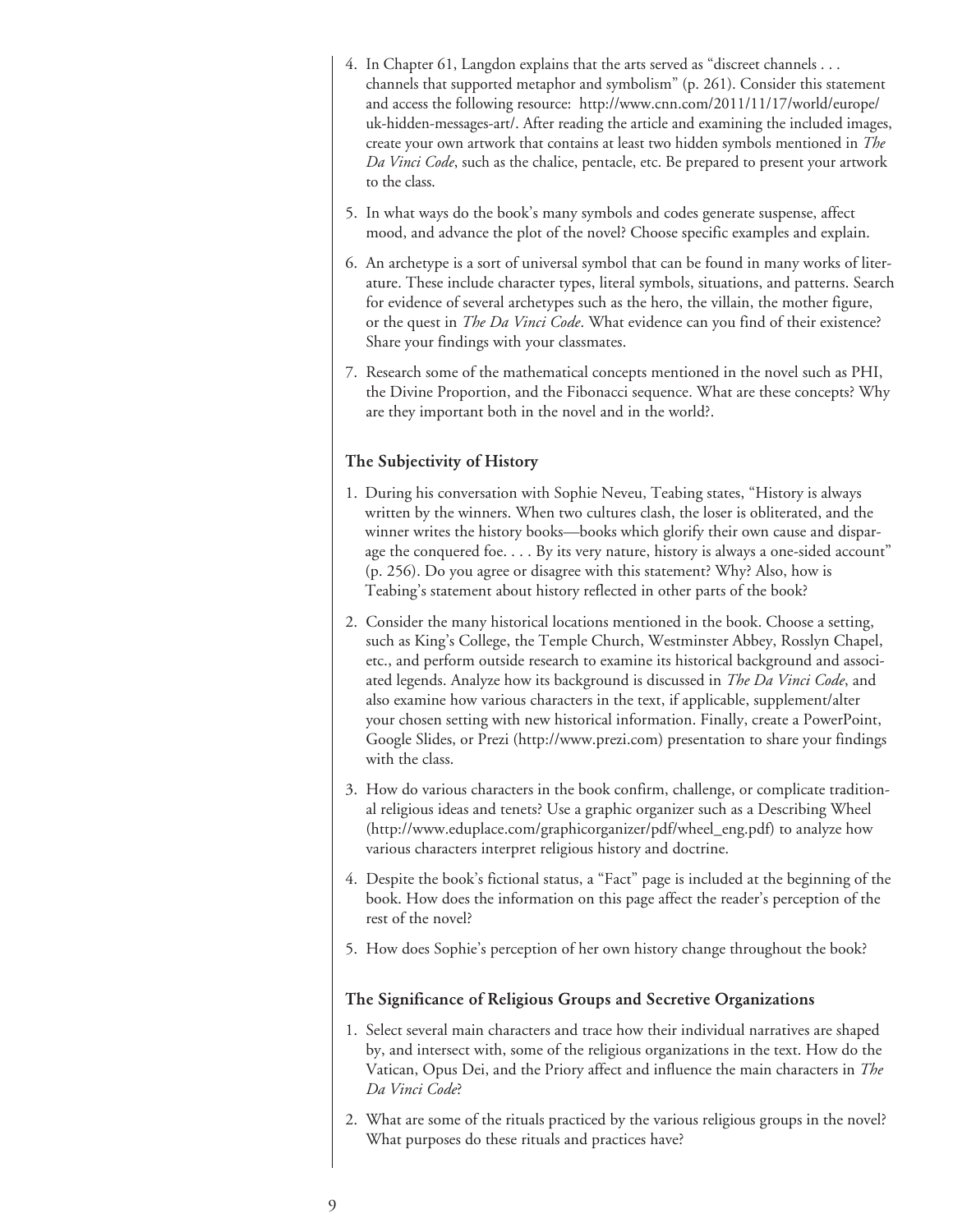4. In Chapter 61, Langdon explains that the arts served as "discreet channels . . . channels that supported metaphor and symbolism" (p. 261). Consider this statement and access the following resource: http://www.cnn.com/2011/11/17/world/europe/uk-hidden-messages-art/. After reading the article and examining the included images, create your own artwork that contains at least two hidden symbols mentioned in *The Da Vinci Code*, such as the chalice, pentacle, etc. Be prepared to present your artwork to the class.

5. In what ways do the book's many symbols and codes generate suspense, affect mood, and advance the plot of the novel? Choose specific examples and explain.

6. An archetype is a sort of universal symbol that can be found in many works of literature. These include character types, literal symbols, situations, and patterns. Search for evidence of several archetypes such as the hero, the villain, the mother figure, or the quest in *The Da Vinci Code*. What evidence can you find of their existence? Share your findings with your classmates.

7. Research some of the mathematical concepts mentioned in the novel such as PHI, the Divine Proportion, and the Fibonacci sequence. What are these concepts? Why are they important both in the novel and in the world?.

### The Subjectivity of History

1. During his conversation with Sophie Neveu, Teabing states, "History is always written by the winners. When two cultures clash, the loser is obliterated, and the winner writes the history books—books which glorify their own cause and disparage the conquered foe. . . . By its very nature, history is always a one-sided account" (p. 256). Do you agree or disagree with this statement? Why? Also, how is Teabing's statement about history reflected in other parts of the book?

2. Consider the many historical locations mentioned in the book. Choose a setting, such as King's College, the Temple Church, Westminster Abbey, Rosslyn Chapel, etc., and perform outside research to examine its historical background and associated legends. Analyze how its background is discussed in *The Da Vinci Code*, and also examine how various characters in the text, if applicable, supplement/alter your chosen setting with new historical information. Finally, create a PowerPoint, Google Slides, or Prezi (http://www.prezi.com) presentation to share your findings with the class.

3. How do various characters in the book confirm, challenge, or complicate traditional religious ideas and tenets? Use a graphic organizer such as a Describing Wheel (http://www.eduplace.com/graphicorganizer/pdf/wheel_eng.pdf) to analyze how various characters interpret religious history and doctrine.

4. Despite the book's fictional status, a "Fact" page is included at the beginning of the book. How does the information on this page affect the reader's perception of the rest of the novel?

5. How does Sophie's perception of her own history change throughout the book?

### The Significance of Religious Groups and Secretive Organizations

1. Select several main characters and trace how their individual narratives are shaped by, and intersect with, some of the religious organizations in the text. How do the Vatican, Opus Dei, and the Priory affect and influence the main characters in *The Da Vinci Code*?

2. What are some of the rituals practiced by the various religious groups in the novel? What purposes do these rituals and practices have?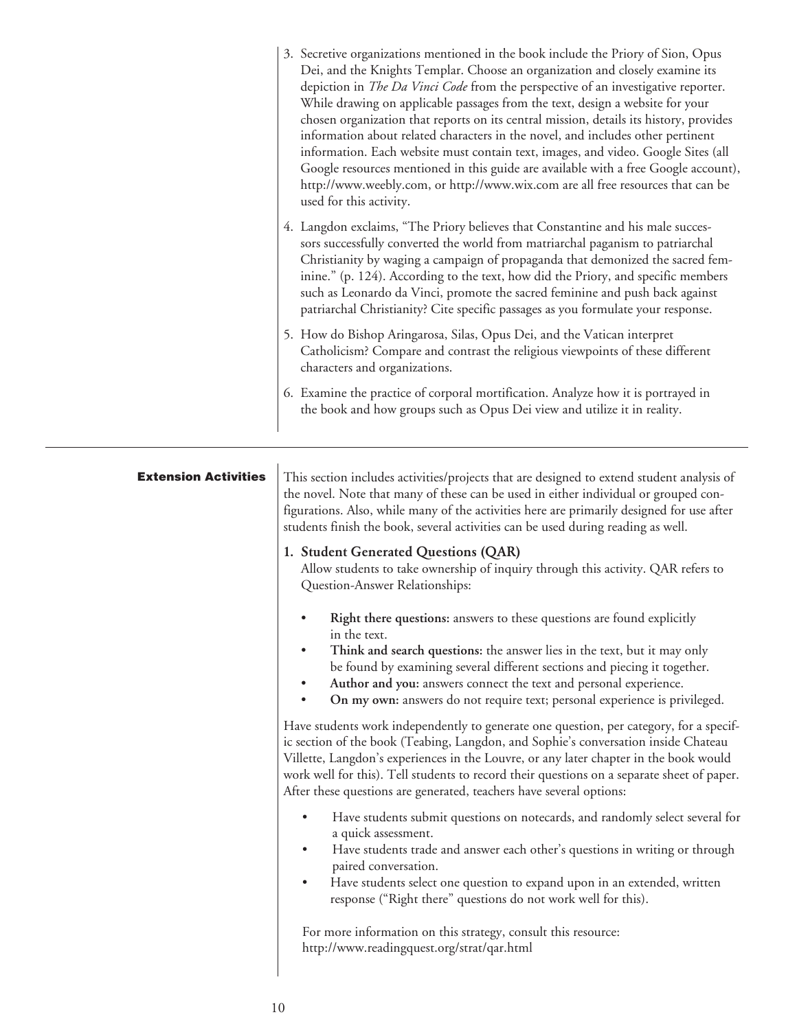3. Secretive organizations mentioned in the book include the Priory of Sion, Opus Dei, and the Knights Templar. Choose an organization and closely examine its depiction in *The Da Vinci Code* from the perspective of an investigative reporter. While drawing on applicable passages from the text, design a website for your chosen organization that reports on its central mission, details its history, provides information about related characters in the novel, and includes other pertinent information. Each website must contain text, images, and video. Google Sites (all Google resources mentioned in this guide are available with a free Google account), http://www.weebly.com, or http://www.wix.com are all free resources that can be used for this activity.

4. Langdon exclaims, "The Priory believes that Constantine and his male successors successfully converted the world from matriarchal paganism to patriarchal Christianity by waging a campaign of propaganda that demonized the sacred feminine." (p. 124). According to the text, how did the Priory, and specific members such as Leonardo da Vinci, promote the sacred feminine and push back against patriarchal Christianity? Cite specific passages as you formulate your response.

5. How do Bishop Aringarosa, Silas, Opus Dei, and the Vatican interpret Catholicism? Compare and contrast the religious viewpoints of these different characters and organizations.

6. Examine the practice of corporal mortification. Analyze how it is portrayed in the book and how groups such as Opus Dei view and utilize it in reality.

## Extension Activities

This section includes activities/projects that are designed to extend student analysis of the novel. Note that many of these can be used in either individual or grouped configurations. Also, while many of the activities here are primarily designed for use after students finish the book, several activities can be used during reading as well.

**1. Student Generated Questions (QAR)**

Allow students to take ownership of inquiry through this activity. QAR refers to Question-Answer Relationships:

- **Right there questions:** answers to these questions are found explicitly in the text.
- **Think and search questions:** the answer lies in the text, but it may only be found by examining several different sections and piecing it together.
- **Author and you:** answers connect the text and personal experience.
- **On my own:** answers do not require text; personal experience is privileged.

Have students work independently to generate one question, per category, for a specific section of the book (Teabing, Langdon, and Sophie's conversation inside Chateau Villette, Langdon's experiences in the Louvre, or any later chapter in the book would work well for this). Tell students to record their questions on a separate sheet of paper. After these questions are generated, teachers have several options:

- Have students submit questions on notecards, and randomly select several for a quick assessment.
- Have students trade and answer each other's questions in writing or through paired conversation.
- Have students select one question to expand upon in an extended, written response ("Right there" questions do not work well for this).

For more information on this strategy, consult this resource: http://www.readingquest.org/strat/qar.html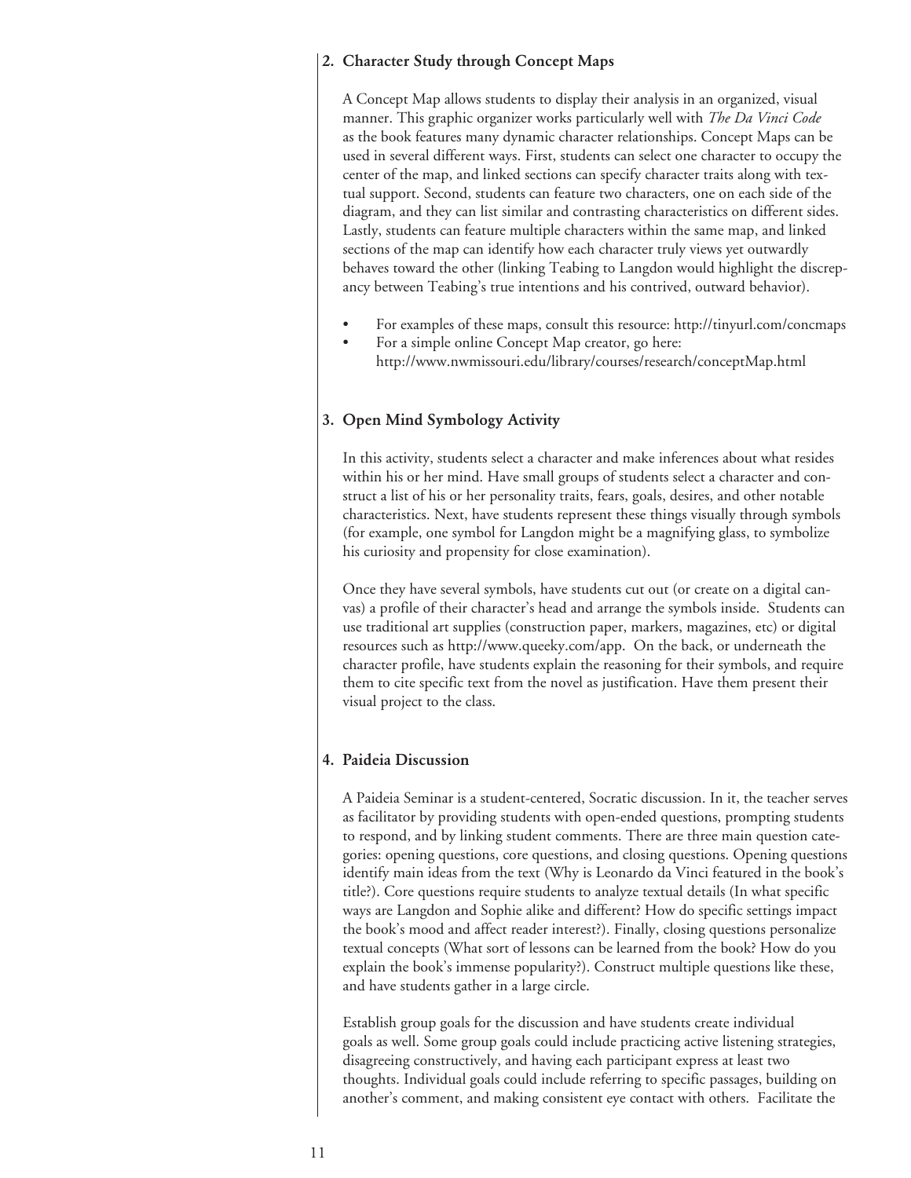### 2. Character Study through Concept Maps

A Concept Map allows students to display their analysis in an organized, visual manner. This graphic organizer works particularly well with *The Da Vinci Code* as the book features many dynamic character relationships. Concept Maps can be used in several different ways. First, students can select one character to occupy the center of the map, and linked sections can specify character traits along with textual support. Second, students can feature two characters, one on each side of the diagram, and they can list similar and contrasting characteristics on different sides. Lastly, students can feature multiple characters within the same map, and linked sections of the map can identify how each character truly views yet outwardly behaves toward the other (linking Teabing to Langdon would highlight the discrepancy between Teabing's true intentions and his contrived, outward behavior).

- For examples of these maps, consult this resource: http://tinyurl.com/concmaps
- For a simple online Concept Map creator, go here: http://www.nwmissouri.edu/library/courses/research/conceptMap.html

### 3. Open Mind Symbology Activity

In this activity, students select a character and make inferences about what resides within his or her mind. Have small groups of students select a character and construct a list of his or her personality traits, fears, goals, desires, and other notable characteristics. Next, have students represent these things visually through symbols (for example, one symbol for Langdon might be a magnifying glass, to symbolize his curiosity and propensity for close examination).

Once they have several symbols, have students cut out (or create on a digital canvas) a profile of their character's head and arrange the symbols inside. Students can use traditional art supplies (construction paper, markers, magazines, etc) or digital resources such as http://www.queeky.com/app. On the back, or underneath the character profile, have students explain the reasoning for their symbols, and require them to cite specific text from the novel as justification. Have them present their visual project to the class.

### 4. Paideia Discussion

A Paideia Seminar is a student-centered, Socratic discussion. In it, the teacher serves as facilitator by providing students with open-ended questions, prompting students to respond, and by linking student comments. There are three main question categories: opening questions, core questions, and closing questions. Opening questions identify main ideas from the text (Why is Leonardo da Vinci featured in the book's title?). Core questions require students to analyze textual details (In what specific ways are Langdon and Sophie alike and different? How do specific settings impact the book's mood and affect reader interest?). Finally, closing questions personalize textual concepts (What sort of lessons can be learned from the book? How do you explain the book's immense popularity?). Construct multiple questions like these, and have students gather in a large circle.

Establish group goals for the discussion and have students create individual goals as well. Some group goals could include practicing active listening strategies, disagreeing constructively, and having each participant express at least two thoughts. Individual goals could include referring to specific passages, building on another's comment, and making consistent eye contact with others. Facilitate the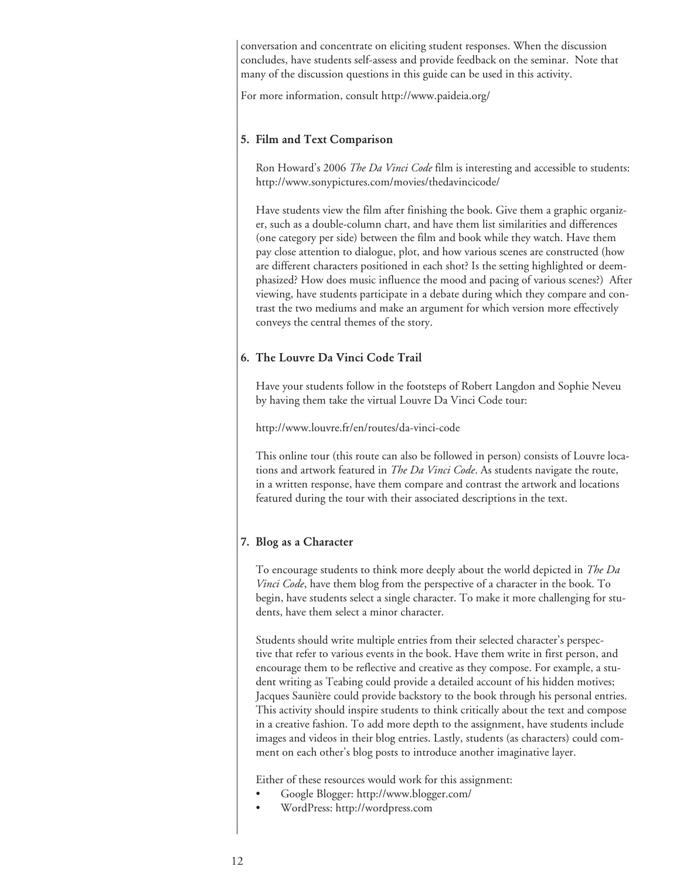conversation and concentrate on eliciting student responses. When the discussion concludes, have students self-assess and provide feedback on the seminar. Note that many of the discussion questions in this guide can be used in this activity.

For more information, consult http://www.paideia.org/

### 5. Film and Text Comparison

Ron Howard's 2006 *The Da Vinci Code* film is interesting and accessible to students: http://www.sonypictures.com/movies/thedavincicode/

Have students view the film after finishing the book. Give them a graphic organizer, such as a double-column chart, and have them list similarities and differences (one category per side) between the film and book while they watch. Have them pay close attention to dialogue, plot, and how various scenes are constructed (how are different characters positioned in each shot? Is the setting highlighted or deemphasized? How does music influence the mood and pacing of various scenes?) After viewing, have students participate in a debate during which they compare and contrast the two mediums and make an argument for which version more effectively conveys the central themes of the story.

### 6. The Louvre Da Vinci Code Trail

Have your students follow in the footsteps of Robert Langdon and Sophie Neveu by having them take the virtual Louvre Da Vinci Code tour:

http://www.louvre.fr/en/routes/da-vinci-code

This online tour (this route can also be followed in person) consists of Louvre locations and artwork featured in *The Da Vinci Code*. As students navigate the route, in a written response, have them compare and contrast the artwork and locations featured during the tour with their associated descriptions in the text.

### 7. Blog as a Character

To encourage students to think more deeply about the world depicted in *The Da Vinci Code*, have them blog from the perspective of a character in the book. To begin, have students select a single character. To make it more challenging for students, have them select a minor character.

Students should write multiple entries from their selected character's perspective that refer to various events in the book. Have them write in first person, and encourage them to be reflective and creative as they compose. For example, a student writing as Teabing could provide a detailed account of his hidden motives; Jacques Saunière could provide backstory to the book through his personal entries. This activity should inspire students to think critically about the text and compose in a creative fashion. To add more depth to the assignment, have students include images and videos in their blog entries. Lastly, students (as characters) could comment on each other's blog posts to introduce another imaginative layer.

Either of these resources would work for this assignment:

- Google Blogger: http://www.blogger.com/
- WordPress: http://wordpress.com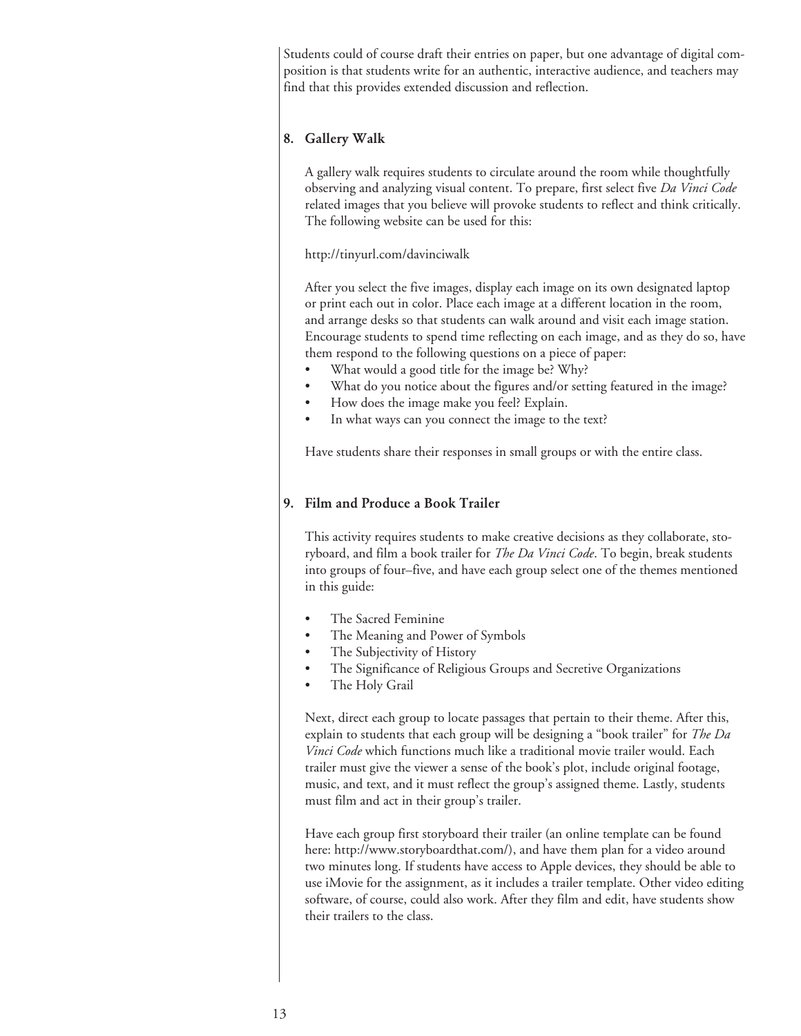Students could of course draft their entries on paper, but one advantage of digital composition is that students write for an authentic, interactive audience, and teachers may find that this provides extended discussion and reflection.

### 8. Gallery Walk

A gallery walk requires students to circulate around the room while thoughtfully observing and analyzing visual content. To prepare, first select five *Da Vinci Code* related images that you believe will provoke students to reflect and think critically. The following website can be used for this:

http://tinyurl.com/davinciwalk

After you select the five images, display each image on its own designated laptop or print each out in color. Place each image at a different location in the room, and arrange desks so that students can walk around and visit each image station. Encourage students to spend time reflecting on each image, and as they do so, have them respond to the following questions on a piece of paper:

- What would a good title for the image be? Why?
- What do you notice about the figures and/or setting featured in the image?
- How does the image make you feel? Explain.
- In what ways can you connect the image to the text?

Have students share their responses in small groups or with the entire class.

### 9. Film and Produce a Book Trailer

This activity requires students to make creative decisions as they collaborate, storyboard, and film a book trailer for *The Da Vinci Code*. To begin, break students into groups of four–five, and have each group select one of the themes mentioned in this guide:

- The Sacred Feminine
- The Meaning and Power of Symbols
- The Subjectivity of History
- The Significance of Religious Groups and Secretive Organizations
- The Holy Grail

Next, direct each group to locate passages that pertain to their theme. After this, explain to students that each group will be designing a "book trailer" for *The Da Vinci Code* which functions much like a traditional movie trailer would. Each trailer must give the viewer a sense of the book's plot, include original footage, music, and text, and it must reflect the group's assigned theme. Lastly, students must film and act in their group's trailer.

Have each group first storyboard their trailer (an online template can be found here: http://www.storyboardthat.com/), and have them plan for a video around two minutes long. If students have access to Apple devices, they should be able to use iMovie for the assignment, as it includes a trailer template. Other video editing software, of course, could also work. After they film and edit, have students show their trailers to the class.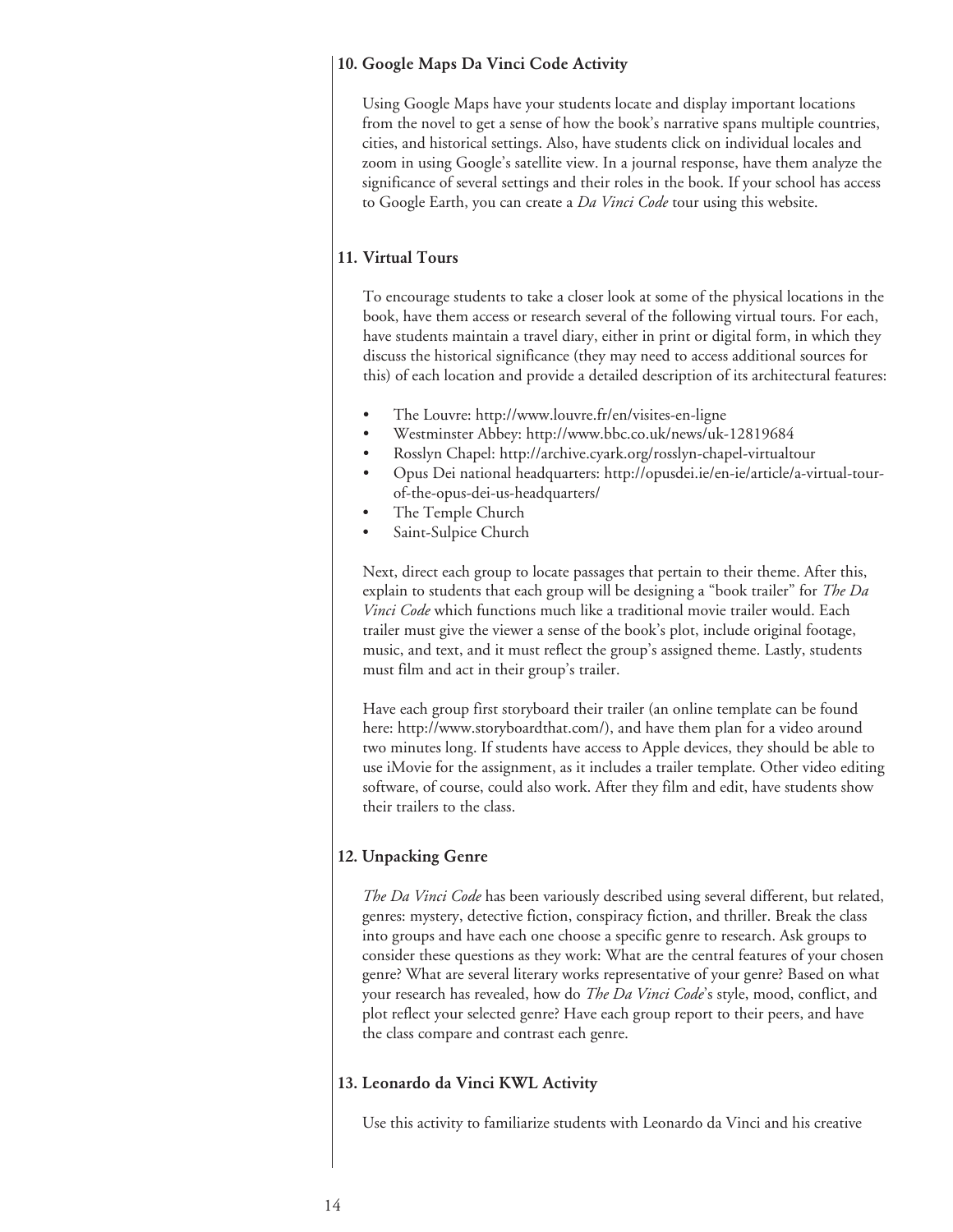**10. Google Maps Da Vinci Code Activity**

Using Google Maps have your students locate and display important locations from the novel to get a sense of how the book's narrative spans multiple countries, cities, and historical settings. Also, have students click on individual locales and zoom in using Google's satellite view. In a journal response, have them analyze the significance of several settings and their roles in the book. If your school has access to Google Earth, you can create a *Da Vinci Code* tour using this website.

**11. Virtual Tours**

To encourage students to take a closer look at some of the physical locations in the book, have them access or research several of the following virtual tours. For each, have students maintain a travel diary, either in print or digital form, in which they discuss the historical significance (they may need to access additional sources for this) of each location and provide a detailed description of its architectural features:

- The Louvre: http://www.louvre.fr/en/visites-en-ligne
- Westminster Abbey: http://www.bbc.co.uk/news/uk-12819684
- Rosslyn Chapel: http://archive.cyark.org/rosslyn-chapel-virtualtour
- Opus Dei national headquarters: http://opusdei.ie/en-ie/article/a-virtual-tour-of-the-opus-dei-us-headquarters/
- The Temple Church
- Saint-Sulpice Church

Next, direct each group to locate passages that pertain to their theme. After this, explain to students that each group will be designing a "book trailer" for *The Da Vinci Code* which functions much like a traditional movie trailer would. Each trailer must give the viewer a sense of the book's plot, include original footage, music, and text, and it must reflect the group's assigned theme. Lastly, students must film and act in their group's trailer.

Have each group first storyboard their trailer (an online template can be found here: http://www.storyboardthat.com/), and have them plan for a video around two minutes long. If students have access to Apple devices, they should be able to use iMovie for the assignment, as it includes a trailer template. Other video editing software, of course, could also work. After they film and edit, have students show their trailers to the class.

**12. Unpacking Genre**

*The Da Vinci Code* has been variously described using several different, but related, genres: mystery, detective fiction, conspiracy fiction, and thriller. Break the class into groups and have each one choose a specific genre to research. Ask groups to consider these questions as they work: What are the central features of your chosen genre? What are several literary works representative of your genre? Based on what your research has revealed, how do *The Da Vinci Code*'s style, mood, conflict, and plot reflect your selected genre? Have each group report to their peers, and have the class compare and contrast each genre.

**13. Leonardo da Vinci KWL Activity**

Use this activity to familiarize students with Leonardo da Vinci and his creative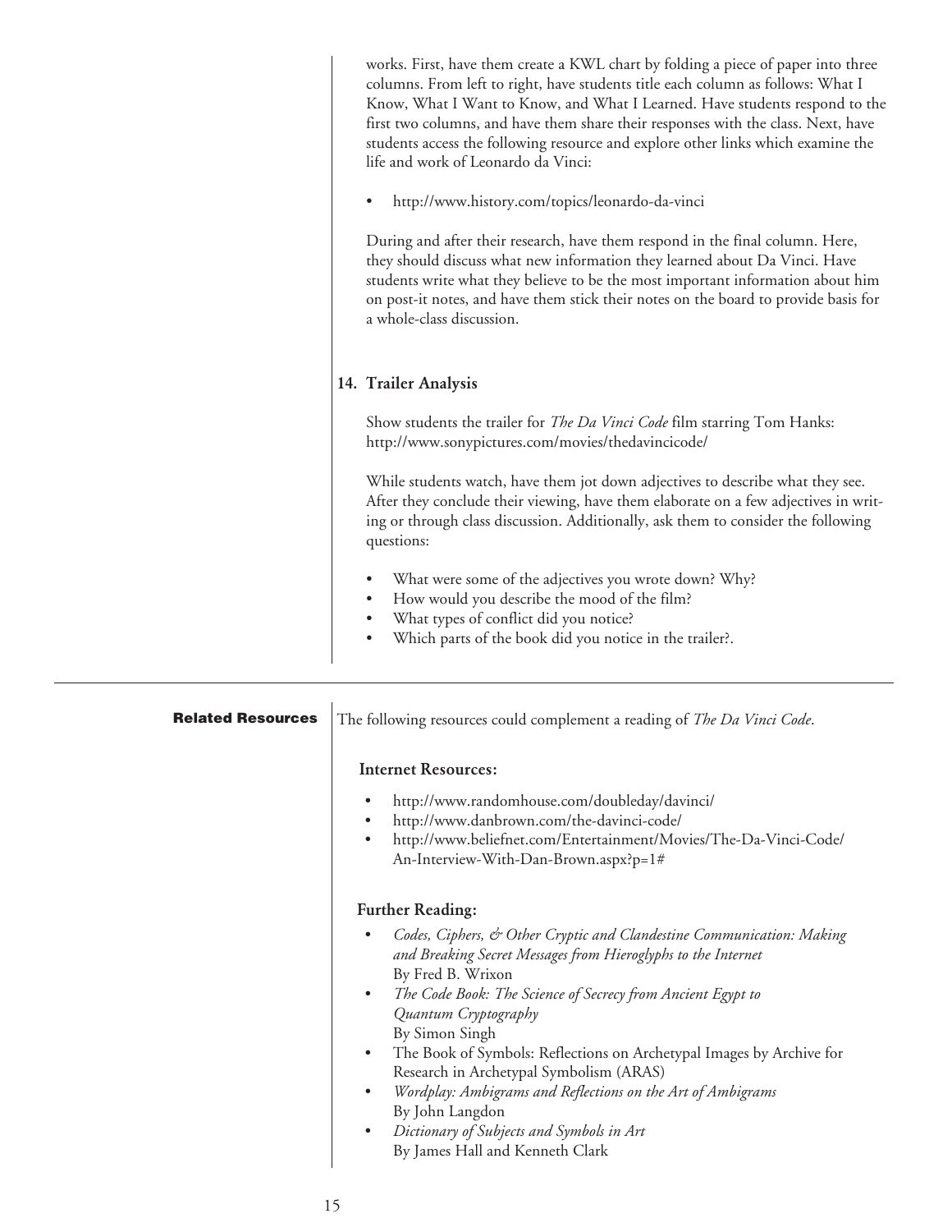works. First, have them create a KWL chart by folding a piece of paper into three columns. From left to right, have students title each column as follows: What I Know, What I Want to Know, and What I Learned. Have students respond to the first two columns, and have them share their responses with the class. Next, have students access the following resource and explore other links which examine the life and work of Leonardo da Vinci:

- http://www.history.com/topics/leonardo-da-vinci

During and after their research, have them respond in the final column. Here, they should discuss what new information they learned about Da Vinci. Have students write what they believe to be the most important information about him on post-it notes, and have them stick their notes on the board to provide basis for a whole-class discussion.

### 14. Trailer Analysis

Show students the trailer for *The Da Vinci Code* film starring Tom Hanks: http://www.sonypictures.com/movies/thedavincicode/

While students watch, have them jot down adjectives to describe what they see. After they conclude their viewing, have them elaborate on a few adjectives in writing or through class discussion. Additionally, ask them to consider the following questions:

- What were some of the adjectives you wrote down? Why?
- How would you describe the mood of the film?
- What types of conflict did you notice?
- Which parts of the book did you notice in the trailer?.

## Related Resources

The following resources could complement a reading of *The Da Vinci Code*.

### Internet Resources:

- http://www.randomhouse.com/doubleday/davinci/
- http://www.danbrown.com/the-davinci-code/
- http://www.beliefnet.com/Entertainment/Movies/The-Da-Vinci-Code/An-Interview-With-Dan-Brown.aspx?p=1#

### Further Reading:

- *Codes, Ciphers, & Other Cryptic and Clandestine Communication: Making and Breaking Secret Messages from Hieroglyphs to the Internet*
  By Fred B. Wrixon
- *The Code Book: The Science of Secrecy from Ancient Egypt to Quantum Cryptography*
  By Simon Singh
- The Book of Symbols: Reflections on Archetypal Images by Archive for Research in Archetypal Symbolism (ARAS)
- *Wordplay: Ambigrams and Reflections on the Art of Ambigrams*
  By John Langdon
- *Dictionary of Subjects and Symbols in Art*
  By James Hall and Kenneth Clark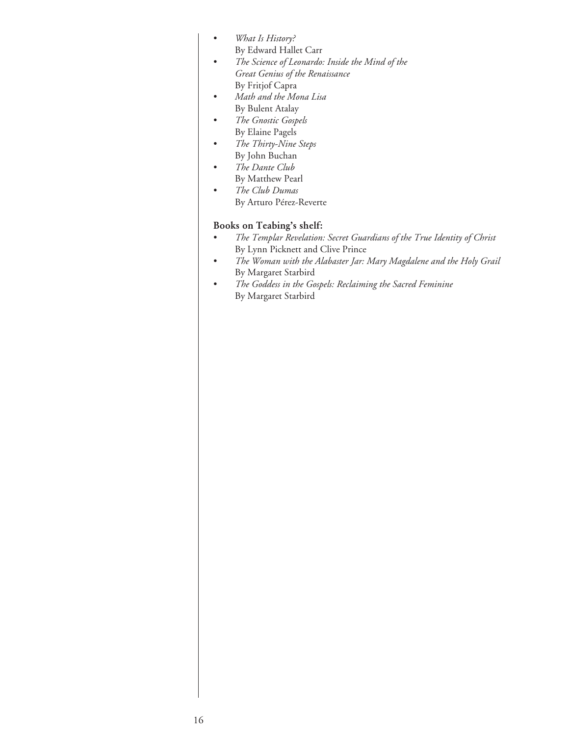- *What Is History?*
  By Edward Hallet Carr
- *The Science of Leonardo: Inside the Mind of the Great Genius of the Renaissance*
  By Fritjof Capra
- *Math and the Mona Lisa*
  By Bulent Atalay
- *The Gnostic Gospels*
  By Elaine Pagels
- *The Thirty-Nine Steps*
  By John Buchan
- *The Dante Club*
  By Matthew Pearl
- *The Club Dumas*
  By Arturo Pérez-Reverte

**Books on Teabing's shelf:**

- *The Templar Revelation: Secret Guardians of the True Identity of Christ*
  By Lynn Picknett and Clive Prince
- *The Woman with the Alabaster Jar: Mary Magdalene and the Holy Grail*
  By Margaret Starbird
- *The Goddess in the Gospels: Reclaiming the Sacred Feminine*
  By Margaret Starbird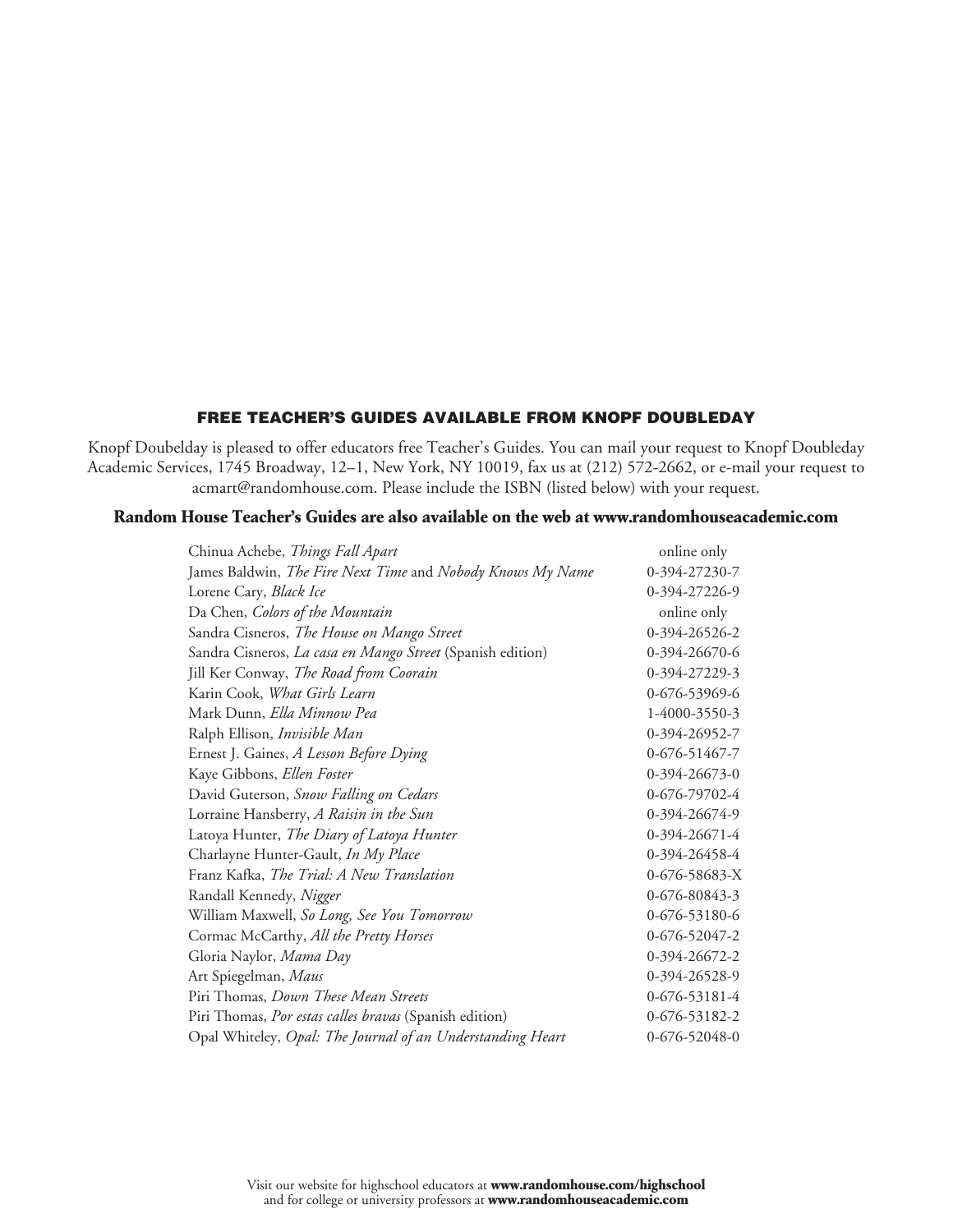## FREE TEACHER'S GUIDES AVAILABLE FROM KNOPF DOUBLEDAY

Knopf Doubelday is pleased to offer educators free Teacher's Guides. You can mail your request to Knopf Doubleday Academic Services, 1745 Broadway, 12–1, New York, NY 10019, fax us at (212) 572-2662, or e-mail your request to acmart@randomhouse.com. Please include the ISBN (listed below) with your request.

**Random House Teacher's Guides are also available on the web at www.randomhouseacademic.com**

| | |
|---|---|
| Chinua Achebe, *Things Fall Apart* | online only |
| James Baldwin, *The Fire Next Time* and *Nobody Knows My Name* | 0-394-27230-7 |
| Lorene Cary, *Black Ice* | 0-394-27226-9 |
| Da Chen, *Colors of the Mountain* | online only |
| Sandra Cisneros, *The House on Mango Street* | 0-394-26526-2 |
| Sandra Cisneros, *La casa en Mango Street* (Spanish edition) | 0-394-26670-6 |
| Jill Ker Conway, *The Road from Coorain* | 0-394-27229-3 |
| Karin Cook, *What Girls Learn* | 0-676-53969-6 |
| Mark Dunn, *Ella Minnow Pea* | 1-4000-3550-3 |
| Ralph Ellison, *Invisible Man* | 0-394-26952-7 |
| Ernest J. Gaines, *A Lesson Before Dying* | 0-676-51467-7 |
| Kaye Gibbons, *Ellen Foster* | 0-394-26673-0 |
| David Guterson, *Snow Falling on Cedars* | 0-676-79702-4 |
| Lorraine Hansberry, *A Raisin in the Sun* | 0-394-26674-9 |
| Latoya Hunter, *The Diary of Latoya Hunter* | 0-394-26671-4 |
| Charlayne Hunter-Gault, *In My Place* | 0-394-26458-4 |
| Franz Kafka, *The Trial: A New Translation* | 0-676-58683-X |
| Randall Kennedy, *Nigger* | 0-676-80843-3 |
| William Maxwell, *So Long, See You Tomorrow* | 0-676-53180-6 |
| Cormac McCarthy, *All the Pretty Horses* | 0-676-52047-2 |
| Gloria Naylor, *Mama Day* | 0-394-26672-2 |
| Art Spiegelman, *Maus* | 0-394-26528-9 |
| Piri Thomas, *Down These Mean Streets* | 0-676-53181-4 |
| Piri Thomas, *Por estas calles bravas* (Spanish edition) | 0-676-53182-2 |
| Opal Whiteley, *Opal: The Journal of an Understanding Heart* | 0-676-52048-0 |

Visit our website for highschool educators at **www.randomhouse.com/highschool**
and for college or university professors at **www.randomhouseacademic.com**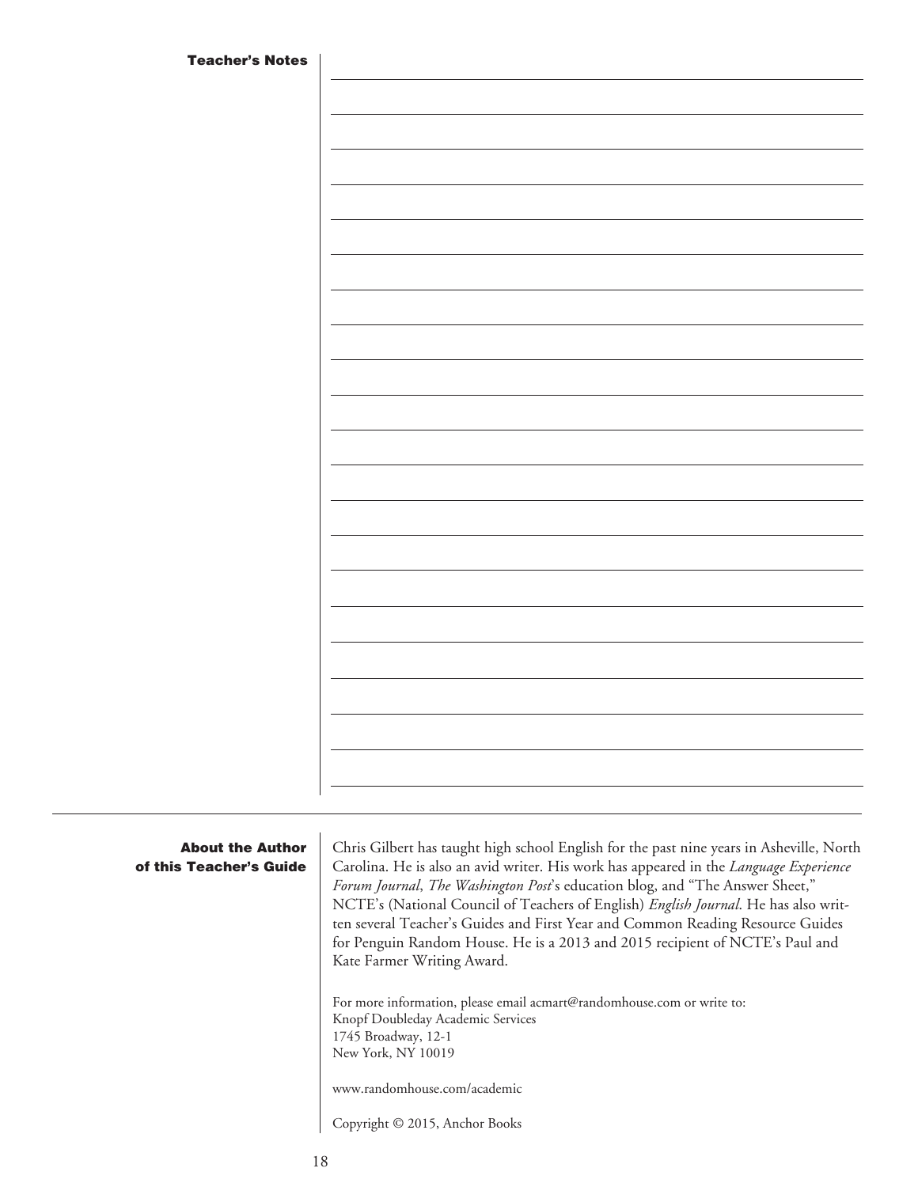**Teacher's Notes**

**About the Author of this Teacher's Guide**

Chris Gilbert has taught high school English for the past nine years in Asheville, North Carolina. He is also an avid writer. His work has appeared in the *Language Experience Forum Journal*, *The Washington Post*'s education blog, and "The Answer Sheet," NCTE's (National Council of Teachers of English) *English Journal*. He has also written several Teacher's Guides and First Year and Common Reading Resource Guides for Penguin Random House. He is a 2013 and 2015 recipient of NCTE's Paul and Kate Farmer Writing Award.

For more information, please email acmart@randomhouse.com or write to:
Knopf Doubleday Academic Services
1745 Broadway, 12-1
New York, NY 10019

www.randomhouse.com/academic

Copyright © 2015, Anchor Books